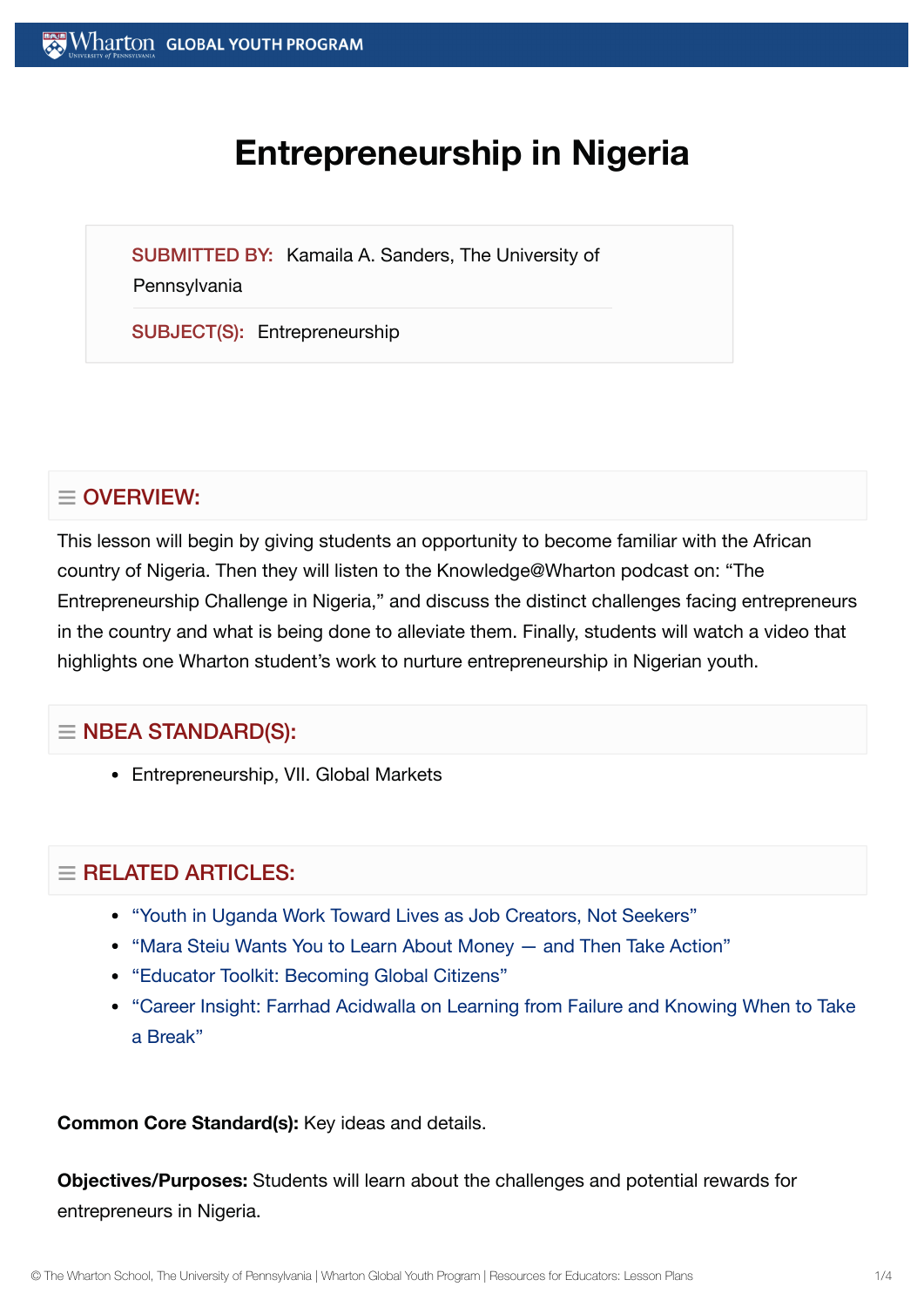# Entrepreneurship in Nigeria

**SUBMITTED BY:** Kamaila A. Sanders, The University of Pennsylvania

**SUBJECT(S):** Entrepreneurship

## OVERVIEW:

This lesson will begin by giving students an opportunity to become familiar with the African country of Nigeria. Then they will listen to the Knowledge@Wharton podcast on: "The Entrepreneurship Challenge in Nigeria," and discuss the distinct challenges facing entrepreneurs in the country and what is being done to alleviate them. Finally, students will watch a video that highlights one Wharton student's work to nurture entrepreneurship in Nigerian youth.

## NBEA STANDARD(S):

- Entrepreneurship, VII. Global Markets

## RELATED ARTICLES:

- "Youth in Uganda Work Toward Lives as Job Creators, Not Seekers"
- "Mara Steiu Wants You to Learn About Money — and Then Take Action"
- "Educator Toolkit: Becoming Global Citizens"
- "Career Insight: Farrhad Acidwalla on Learning from Failure and Knowing When to Take a Break"

**Common Core Standard(s):** Key ideas and details.

**Objectives/Purposes:** Students will learn about the challenges and potential rewards for entrepreneurs in Nigeria.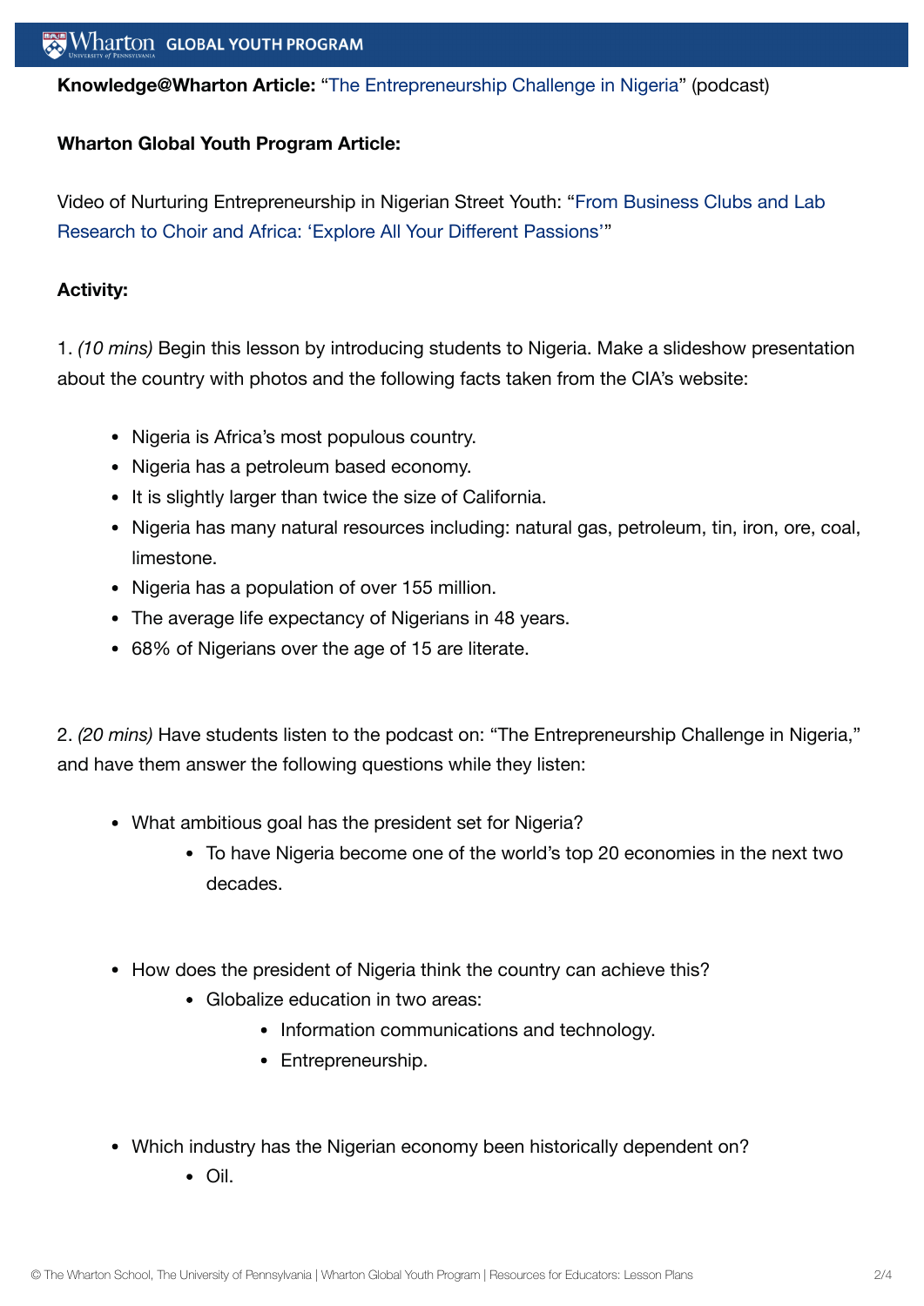**Knowledge@Wharton Article:** "The Entrepreneurship Challenge in Nigeria" (podcast)

**Wharton Global Youth Program Article:**

Video of Nurturing Entrepreneurship in Nigerian Street Youth: "From Business Clubs and Lab Research to Choir and Africa: 'Explore All Your Different Passions'"

**Activity:**

1. *(10 mins)* Begin this lesson by introducing students to Nigeria. Make a slideshow presentation about the country with photos and the following facts taken from the CIA's website:

- Nigeria is Africa's most populous country.
- Nigeria has a petroleum based economy.
- It is slightly larger than twice the size of California.
- Nigeria has many natural resources including: natural gas, petroleum, tin, iron, ore, coal, limestone.
- Nigeria has a population of over 155 million.
- The average life expectancy of Nigerians in 48 years.
- 68% of Nigerians over the age of 15 are literate.

2. *(20 mins)* Have students listen to the podcast on: "The Entrepreneurship Challenge in Nigeria," and have them answer the following questions while they listen:

- What ambitious goal has the president set for Nigeria?
    - To have Nigeria become one of the world's top 20 economies in the next two decades.
- How does the president of Nigeria think the country can achieve this?
    - Globalize education in two areas:
        - Information communications and technology.
        - Entrepreneurship.
- Which industry has the Nigerian economy been historically dependent on?
    - Oil.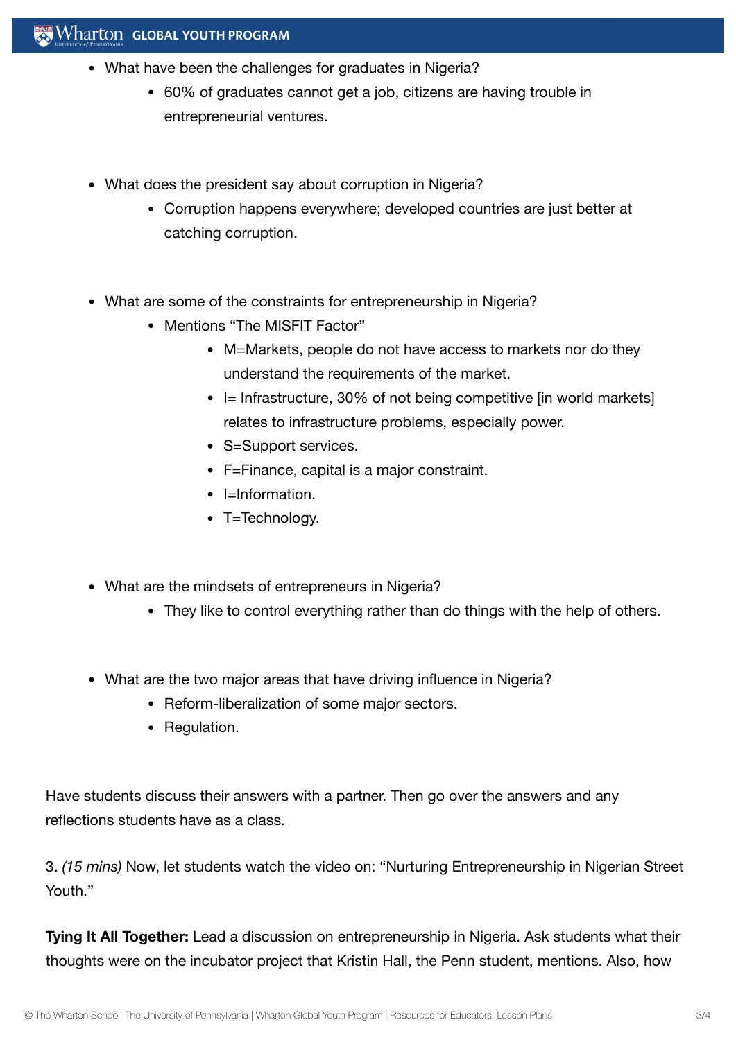- What have been the challenges for graduates in Nigeria?
    - 60% of graduates cannot get a job, citizens are having trouble in entrepreneurial ventures.

- What does the president say about corruption in Nigeria?
    - Corruption happens everywhere; developed countries are just better at catching corruption.

- What are some of the constraints for entrepreneurship in Nigeria?
    - Mentions "The MISFIT Factor"
        - M=Markets, people do not have access to markets nor do they understand the requirements of the market.
        - I= Infrastructure, 30% of not being competitive [in world markets] relates to infrastructure problems, especially power.
        - S=Support services.
        - F=Finance, capital is a major constraint.
        - I=Information.
        - T=Technology.

- What are the mindsets of entrepreneurs in Nigeria?
    - They like to control everything rather than do things with the help of others.

- What are the two major areas that have driving influence in Nigeria?
    - Reform-liberalization of some major sectors.
    - Regulation.

Have students discuss their answers with a partner. Then go over the answers and any reflections students have as a class.

3. *(15 mins)* Now, let students watch the video on: "Nurturing Entrepreneurship in Nigerian Street Youth."

**Tying It All Together:** Lead a discussion on entrepreneurship in Nigeria. Ask students what their thoughts were on the incubator project that Kristin Hall, the Penn student, mentions. Also, how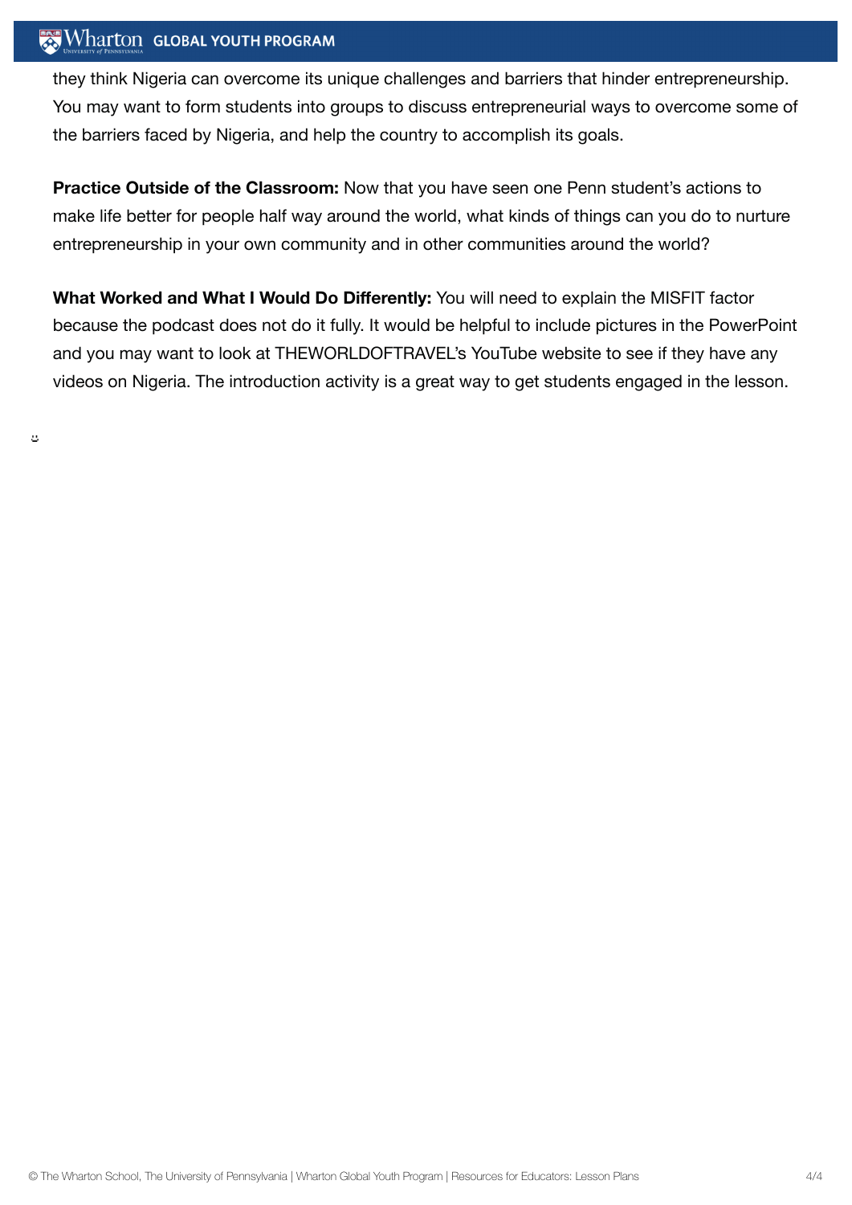they think Nigeria can overcome its unique challenges and barriers that hinder entrepreneurship. You may want to form students into groups to discuss entrepreneurial ways to overcome some of the barriers faced by Nigeria, and help the country to accomplish its goals.

**Practice Outside of the Classroom:** Now that you have seen one Penn student's actions to make life better for people half way around the world, what kinds of things can you do to nurture entrepreneurship in your own community and in other communities around the world?

**What Worked and What I Would Do Differently:** You will need to explain the MISFIT factor because the podcast does not do it fully. It would be helpful to include pictures in the PowerPoint and you may want to look at THEWORLDOFTRAVEL's YouTube website to see if they have any videos on Nigeria. The introduction activity is a great way to get students engaged in the lesson.